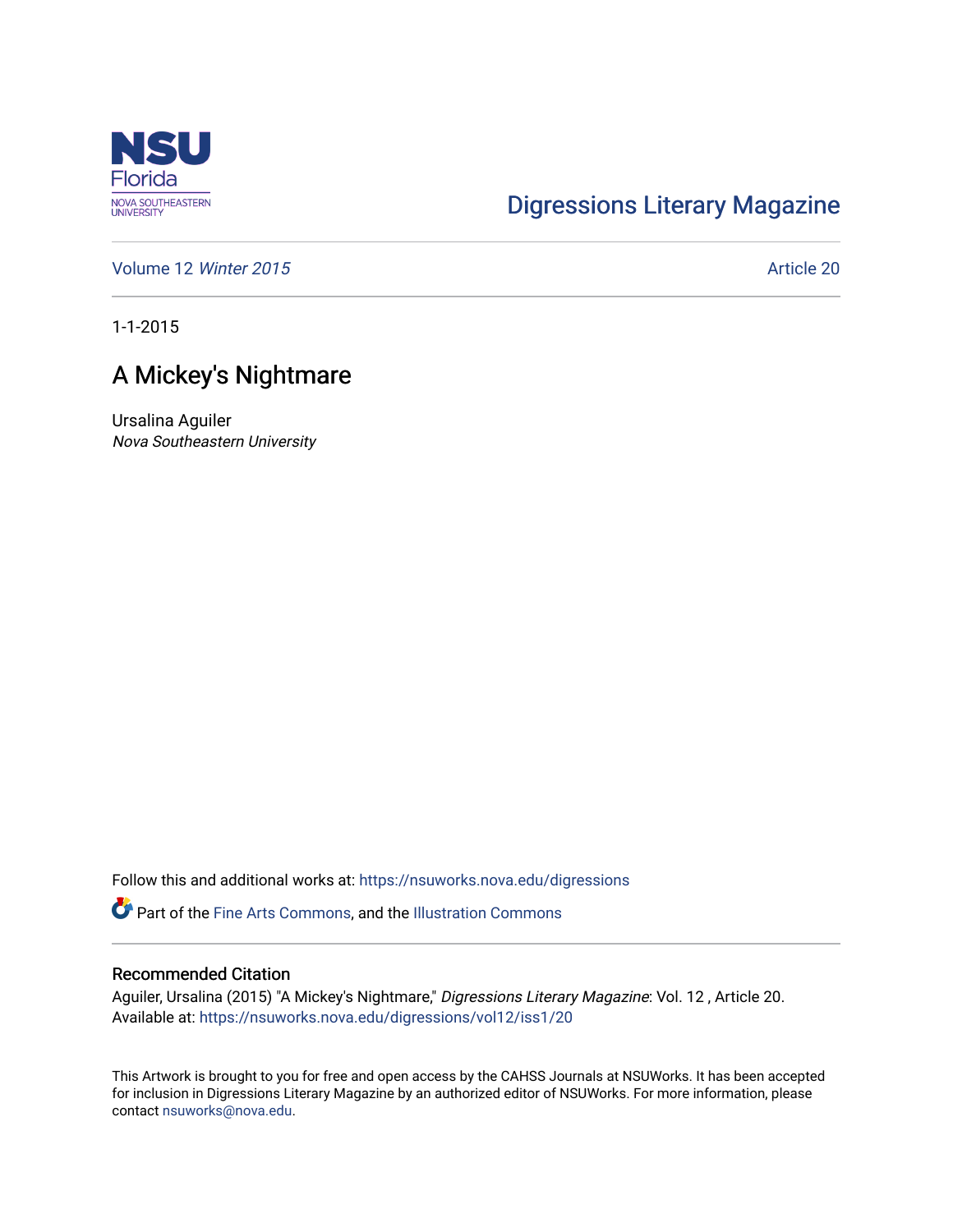Digressions Literary Magazine

Volume 12 *Winter 2015*

Article 20

1-1-2015

# A Mickey's Nightmare

Ursalina Aguiler
*Nova Southeastern University*

Follow this and additional works at: https://nsuworks.nova.edu/digressions

Part of the Fine Arts Commons, and the Illustration Commons

## Recommended Citation

Aguiler, Ursalina (2015) "A Mickey's Nightmare," *Digressions Literary Magazine*: Vol. 12 , Article 20.
Available at: https://nsuworks.nova.edu/digressions/vol12/iss1/20

This Artwork is brought to you for free and open access by the CAHSS Journals at NSUWorks. It has been accepted for inclusion in Digressions Literary Magazine by an authorized editor of NSUWorks. For more information, please contact nsuworks@nova.edu.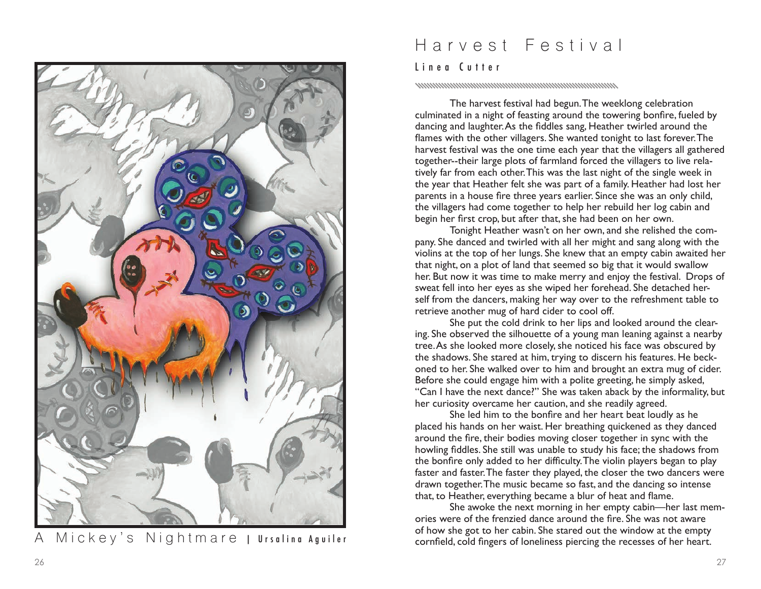A Mickey's Nightmare | Ursalina Aguiler

# Harvest Festival

## Linea Cutter

The harvest festival had begun. The weeklong celebration culminated in a night of feasting around the towering bonfire, fueled by dancing and laughter. As the fiddles sang, Heather twirled around the flames with the other villagers. She wanted tonight to last forever. The harvest festival was the one time each year that the villagers all gathered together--their large plots of farmland forced the villagers to live relatively far from each other. This was the last night of the single week in the year that Heather felt she was part of a family. Heather had lost her parents in a house fire three years earlier. Since she was an only child, the villagers had come together to help her rebuild her log cabin and begin her first crop, but after that, she had been on her own.

Tonight Heather wasn't on her own, and she relished the company. She danced and twirled with all her might and sang along with the violins at the top of her lungs. She knew that an empty cabin awaited her that night, on a plot of land that seemed so big that it would swallow her. But now it was time to make merry and enjoy the festival. Drops of sweat fell into her eyes as she wiped her forehead. She detached herself from the dancers, making her way over to the refreshment table to retrieve another mug of hard cider to cool off.

She put the cold drink to her lips and looked around the clearing. She observed the silhouette of a young man leaning against a nearby tree. As she looked more closely, she noticed his face was obscured by the shadows. She stared at him, trying to discern his features. He beckoned to her. She walked over to him and brought an extra mug of cider. Before she could engage him with a polite greeting, he simply asked, "Can I have the next dance?" She was taken aback by the informality, but her curiosity overcame her caution, and she readily agreed.

She led him to the bonfire and her heart beat loudly as he placed his hands on her waist. Her breathing quickened as they danced around the fire, their bodies moving closer together in sync with the howling fiddles. She still was unable to study his face; the shadows from the bonfire only added to her difficulty. The violin players began to play faster and faster. The faster they played, the closer the two dancers were drawn together. The music became so fast, and the dancing so intense that, to Heather, everything became a blur of heat and flame.

She awoke the next morning in her empty cabin—her last memories were of the frenzied dance around the fire. She was not aware of how she got to her cabin. She stared out the window at the empty cornfield, cold fingers of loneliness piercing the recesses of her heart.